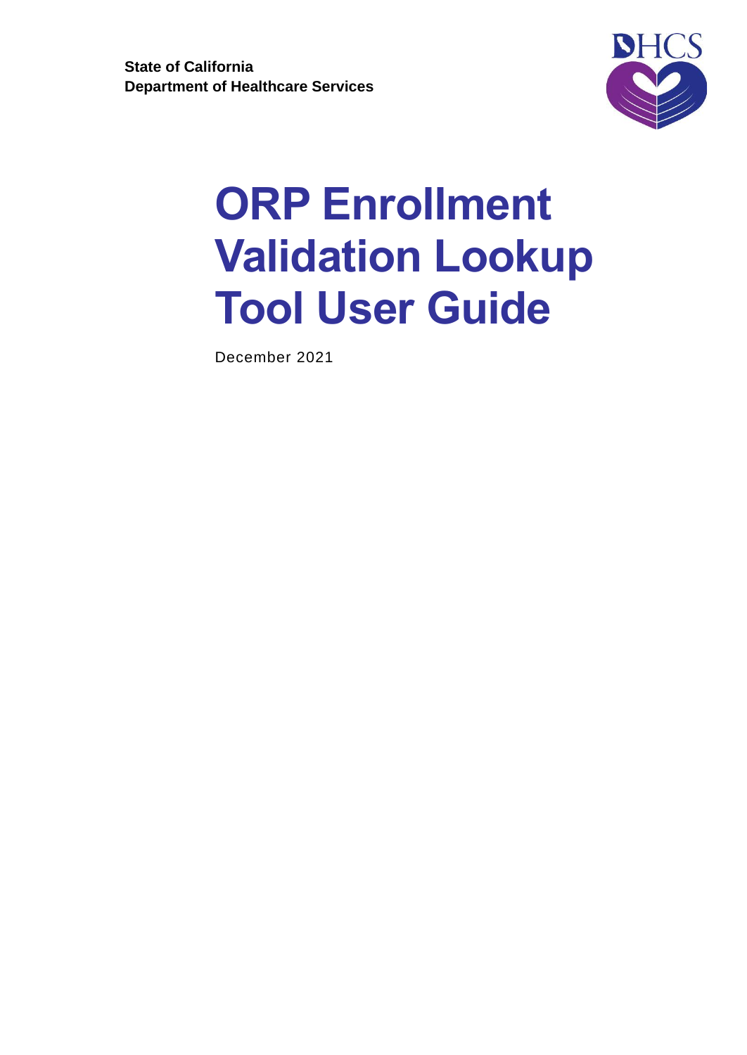**State of California**
**Department of Healthcare Services**

# ORP Enrollment Validation Lookup Tool User Guide

December 2021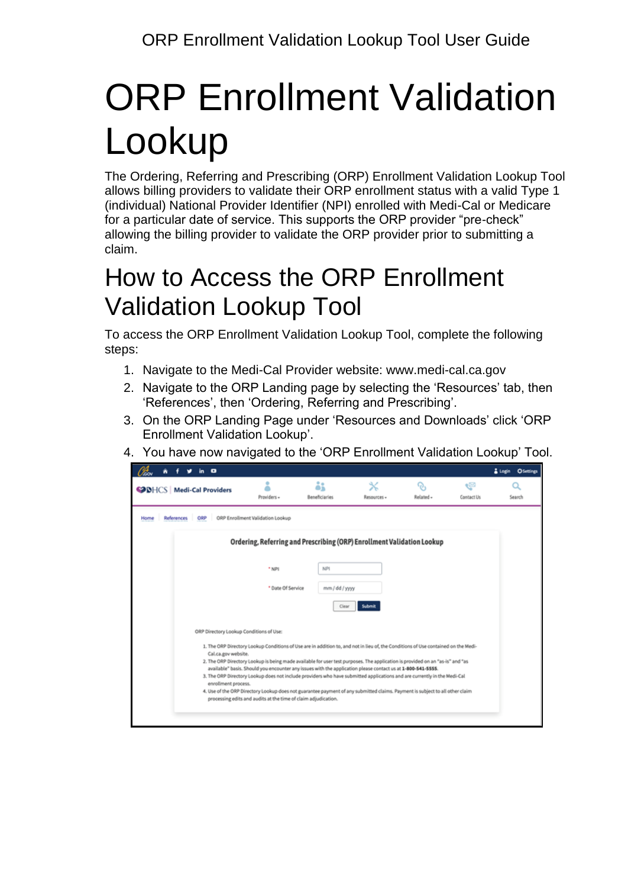# ORP Enrollment Validation Lookup

The Ordering, Referring and Prescribing (ORP) Enrollment Validation Lookup Tool allows billing providers to validate their ORP enrollment status with a valid Type 1 (individual) National Provider Identifier (NPI) enrolled with Medi-Cal or Medicare for a particular date of service. This supports the ORP provider "pre-check" allowing the billing provider to validate the ORP provider prior to submitting a claim.

## How to Access the ORP Enrollment Validation Lookup Tool

To access the ORP Enrollment Validation Lookup Tool, complete the following steps:

1. Navigate to the Medi-Cal Provider website: www.medi-cal.ca.gov
2. Navigate to the ORP Landing page by selecting the 'Resources' tab, then 'References', then 'Ordering, Referring and Prescribing'.
3. On the ORP Landing Page under 'Resources and Downloads' click 'ORP Enrollment Validation Lookup'.
4. You have now navigated to the 'ORP Enrollment Validation Lookup' Tool.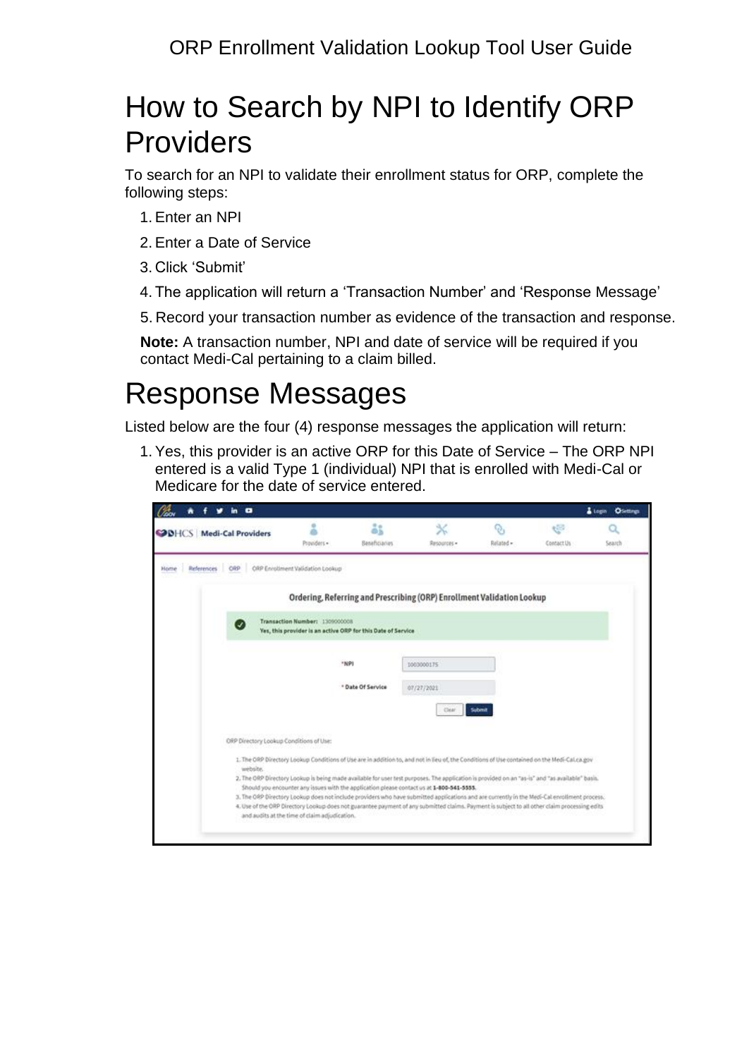# How to Search by NPI to Identify ORP Providers

To search for an NPI to validate their enrollment status for ORP, complete the following steps:

1. Enter an NPI
2. Enter a Date of Service
3. Click 'Submit'
4. The application will return a 'Transaction Number' and 'Response Message'
5. Record your transaction number as evidence of the transaction and response.

**Note:** A transaction number, NPI and date of service will be required if you contact Medi-Cal pertaining to a claim billed.

# Response Messages

Listed below are the four (4) response messages the application will return:

1. Yes, this provider is an active ORP for this Date of Service – The ORP NPI entered is a valid Type 1 (individual) NPI that is enrolled with Medi-Cal or Medicare for the date of service entered.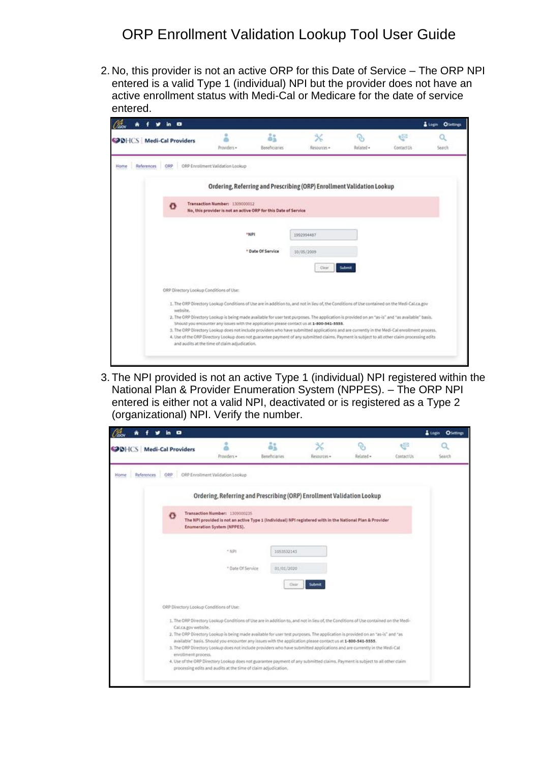2. No, this provider is not an active ORP for this Date of Service – The ORP NPI entered is a valid Type 1 (individual) NPI but the provider does not have an active enrollment status with Medi-Cal or Medicare for the date of service entered.

3. The NPI provided is not an active Type 1 (individual) NPI registered within the National Plan & Provider Enumeration System (NPPES). – The ORP NPI entered is either not a valid NPI, deactivated or is registered as a Type 2 (organizational) NPI. Verify the number.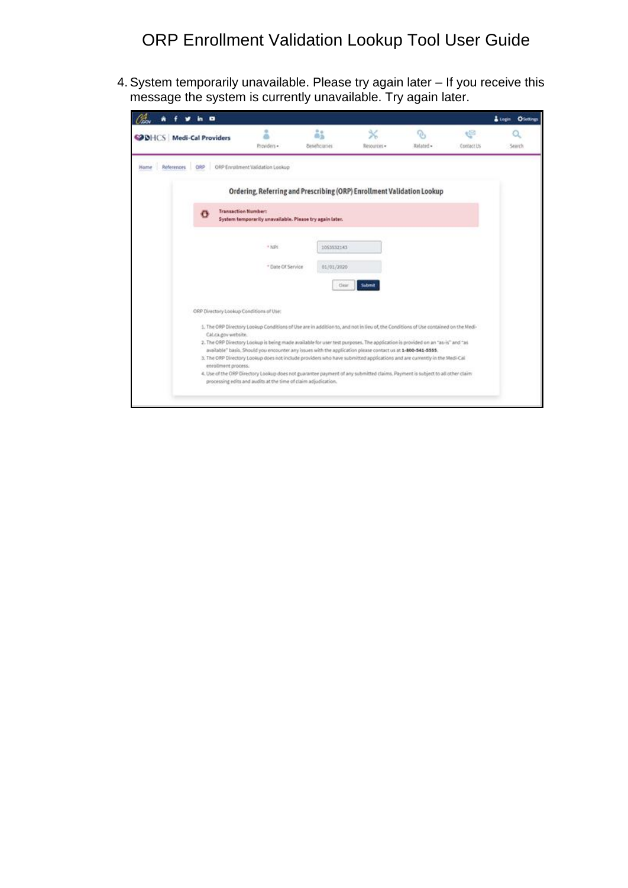4. System temporarily unavailable. Please try again later – If you receive this message the system is currently unavailable. Try again later.